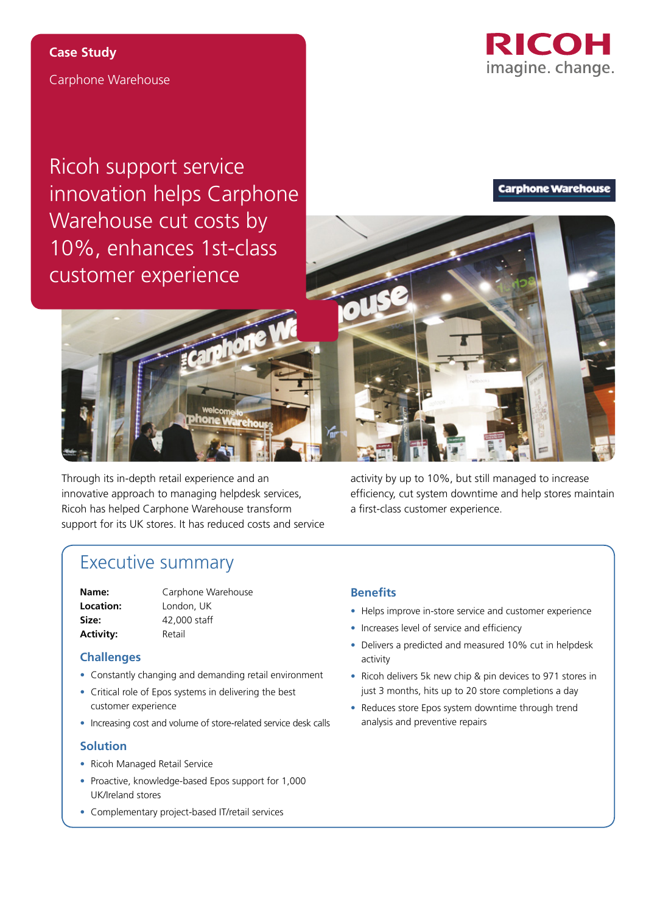**Case Study**

Carphone Warehouse

# Ricoh support service innovation helps Carphone Warehouse cut costs by 10%, enhances 1st-class customer experience

Through its in-depth retail experience and an innovative approach to managing helpdesk services, Ricoh has helped Carphone Warehouse transform support for its UK stores. It has reduced costs and service activity by up to 10%, but still managed to increase efficiency, cut system downtime and help stores maintain a first-class customer experience.

## Executive summary

**Name:** Carphone Warehouse
**Location:** London, UK
**Size:** 42,000 staff
**Activity:** Retail

### Challenges

- Constantly changing and demanding retail environment
- Critical role of Epos systems in delivering the best customer experience
- Increasing cost and volume of store-related service desk calls

### Solution

- Ricoh Managed Retail Service
- Proactive, knowledge-based Epos support for 1,000 UK/Ireland stores
- Complementary project-based IT/retail services

### Benefits

- Helps improve in-store service and customer experience
- Increases level of service and efficiency
- Delivers a predicted and measured 10% cut in helpdesk activity
- Ricoh delivers 5k new chip & pin devices to 971 stores in just 3 months, hits up to 20 store completions a day
- Reduces store Epos system downtime through trend analysis and preventive repairs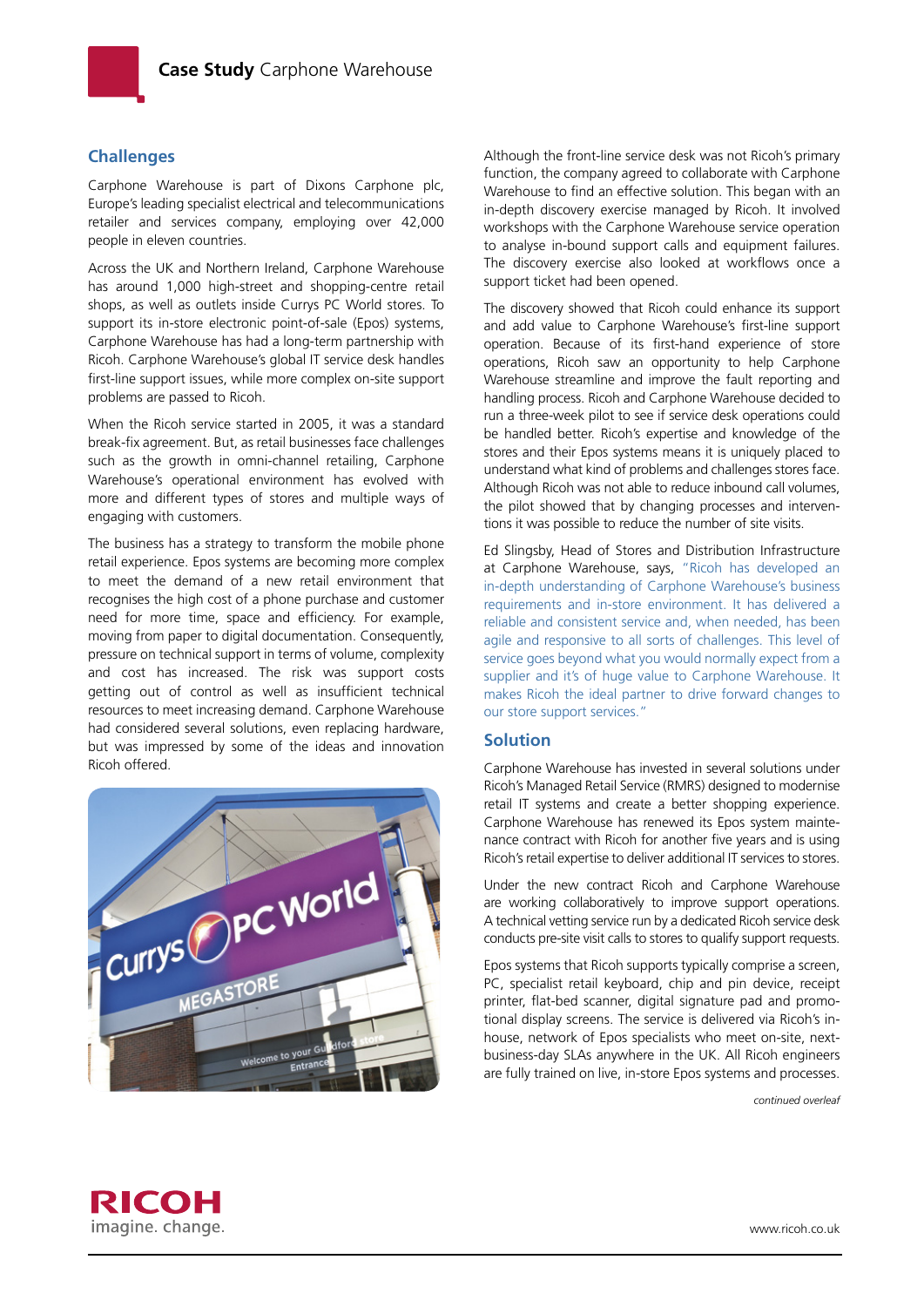# Case Study Carphone Warehouse

## Challenges

Carphone Warehouse is part of Dixons Carphone plc, Europe's leading specialist electrical and telecommunications retailer and services company, employing over 42,000 people in eleven countries.

Across the UK and Northern Ireland, Carphone Warehouse has around 1,000 high-street and shopping-centre retail shops, as well as outlets inside Currys PC World stores. To support its in-store electronic point-of-sale (Epos) systems, Carphone Warehouse has had a long-term partnership with Ricoh. Carphone Warehouse's global IT service desk handles first-line support issues, while more complex on-site support problems are passed to Ricoh.

When the Ricoh service started in 2005, it was a standard break-fix agreement. But, as retail businesses face challenges such as the growth in omni-channel retailing, Carphone Warehouse's operational environment has evolved with more and different types of stores and multiple ways of engaging with customers.

The business has a strategy to transform the mobile phone retail experience. Epos systems are becoming more complex to meet the demand of a new retail environment that recognises the high cost of a phone purchase and customer need for more time, space and efficiency. For example, moving from paper to digital documentation. Consequently, pressure on technical support in terms of volume, complexity and cost has increased. The risk was support costs getting out of control as well as insufficient technical resources to meet increasing demand. Carphone Warehouse had considered several solutions, even replacing hardware, but was impressed by some of the ideas and innovation Ricoh offered.

Although the front-line service desk was not Ricoh's primary function, the company agreed to collaborate with Carphone Warehouse to find an effective solution. This began with an in-depth discovery exercise managed by Ricoh. It involved workshops with the Carphone Warehouse service operation to analyse in-bound support calls and equipment failures. The discovery exercise also looked at workflows once a support ticket had been opened.

The discovery showed that Ricoh could enhance its support and add value to Carphone Warehouse's first-line support operation. Because of its first-hand experience of store operations, Ricoh saw an opportunity to help Carphone Warehouse streamline and improve the fault reporting and handling process. Ricoh and Carphone Warehouse decided to run a three-week pilot to see if service desk operations could be handled better. Ricoh's expertise and knowledge of the stores and their Epos systems means it is uniquely placed to understand what kind of problems and challenges stores face. Although Ricoh was not able to reduce inbound call volumes, the pilot showed that by changing processes and interventions it was possible to reduce the number of site visits.

Ed Slingsby, Head of Stores and Distribution Infrastructure at Carphone Warehouse, says, "Ricoh has developed an in-depth understanding of Carphone Warehouse's business requirements and in-store environment. It has delivered a reliable and consistent service and, when needed, has been agile and responsive to all sorts of challenges. This level of service goes beyond what you would normally expect from a supplier and it's of huge value to Carphone Warehouse. It makes Ricoh the ideal partner to drive forward changes to our store support services."

## Solution

Carphone Warehouse has invested in several solutions under Ricoh's Managed Retail Service (RMRS) designed to modernise retail IT systems and create a better shopping experience. Carphone Warehouse has renewed its Epos system maintenance contract with Ricoh for another five years and is using Ricoh's retail expertise to deliver additional IT services to stores.

Under the new contract Ricoh and Carphone Warehouse are working collaboratively to improve support operations. A technical vetting service run by a dedicated Ricoh service desk conducts pre-site visit calls to stores to qualify support requests.

Epos systems that Ricoh supports typically comprise a screen, PC, specialist retail keyboard, chip and pin device, receipt printer, flat-bed scanner, digital signature pad and promotional display screens. The service is delivered via Ricoh's in-house, network of Epos specialists who meet on-site, next-business-day SLAs anywhere in the UK. All Ricoh engineers are fully trained on live, in-store Epos systems and processes.

*continued overleaf*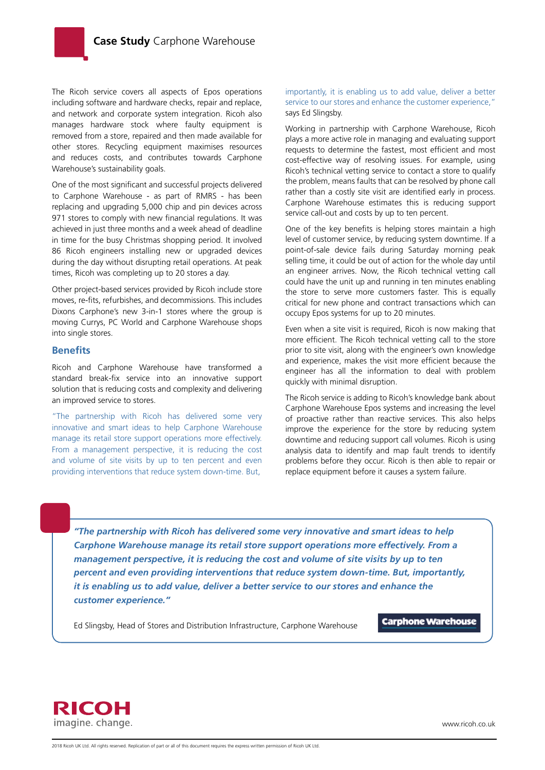The Ricoh service covers all aspects of Epos operations including software and hardware checks, repair and replace, and network and corporate system integration. Ricoh also manages hardware stock where faulty equipment is removed from a store, repaired and then made available for other stores. Recycling equipment maximises resources and reduces costs, and contributes towards Carphone Warehouse's sustainability goals.

One of the most significant and successful projects delivered to Carphone Warehouse - as part of RMRS - has been replacing and upgrading 5,000 chip and pin devices across 971 stores to comply with new financial regulations. It was achieved in just three months and a week ahead of deadline in time for the busy Christmas shopping period. It involved 86 Ricoh engineers installing new or upgraded devices during the day without disrupting retail operations. At peak times, Ricoh was completing up to 20 stores a day.

Other project-based services provided by Ricoh include store moves, re-fits, refurbishes, and decommissions. This includes Dixons Carphone's new 3-in-1 stores where the group is moving Currys, PC World and Carphone Warehouse shops into single stores.

## Benefits

Ricoh and Carphone Warehouse have transformed a standard break-fix service into an innovative support solution that is reducing costs and complexity and delivering an improved service to stores.

"The partnership with Ricoh has delivered some very innovative and smart ideas to help Carphone Warehouse manage its retail store support operations more effectively. From a management perspective, it is reducing the cost and volume of site visits by up to ten percent and even providing interventions that reduce system down-time. But, importantly, it is enabling us to add value, deliver a better service to our stores and enhance the customer experience," says Ed Slingsby.

Working in partnership with Carphone Warehouse, Ricoh plays a more active role in managing and evaluating support requests to determine the fastest, most efficient and most cost-effective way of resolving issues. For example, using Ricoh's technical vetting service to contact a store to qualify the problem, means faults that can be resolved by phone call rather than a costly site visit are identified early in process. Carphone Warehouse estimates this is reducing support service call-out and costs by up to ten percent.

One of the key benefits is helping stores maintain a high level of customer service, by reducing system downtime. If a point-of-sale device fails during Saturday morning peak selling time, it could be out of action for the whole day until an engineer arrives. Now, the Ricoh technical vetting call could have the unit up and running in ten minutes enabling the store to serve more customers faster. This is equally critical for new phone and contract transactions which can occupy Epos systems for up to 20 minutes.

Even when a site visit is required, Ricoh is now making that more efficient. The Ricoh technical vetting call to the store prior to site visit, along with the engineer's own knowledge and experience, makes the visit more efficient because the engineer has all the information to deal with problem quickly with minimal disruption.

The Ricoh service is adding to Ricoh's knowledge bank about Carphone Warehouse Epos systems and increasing the level of proactive rather than reactive services. This also helps improve the experience for the store by reducing system downtime and reducing support call volumes. Ricoh is using analysis data to identify and map fault trends to identify problems before they occur. Ricoh is then able to repair or replace equipment before it causes a system failure.

***"The partnership with Ricoh has delivered some very innovative and smart ideas to help Carphone Warehouse manage its retail store support operations more effectively. From a management perspective, it is reducing the cost and volume of site visits by up to ten percent and even providing interventions that reduce system down-time. But, importantly, it is enabling us to add value, deliver a better service to our stores and enhance the customer experience."***

Ed Slingsby, Head of Stores and Distribution Infrastructure, Carphone Warehouse

Carphone Warehouse

RICOH
imagine. change.

www.ricoh.co.uk

2018 Ricoh UK Ltd. All rights reserved. Replication of part or all of this document requires the express written permission of Ricoh UK Ltd.